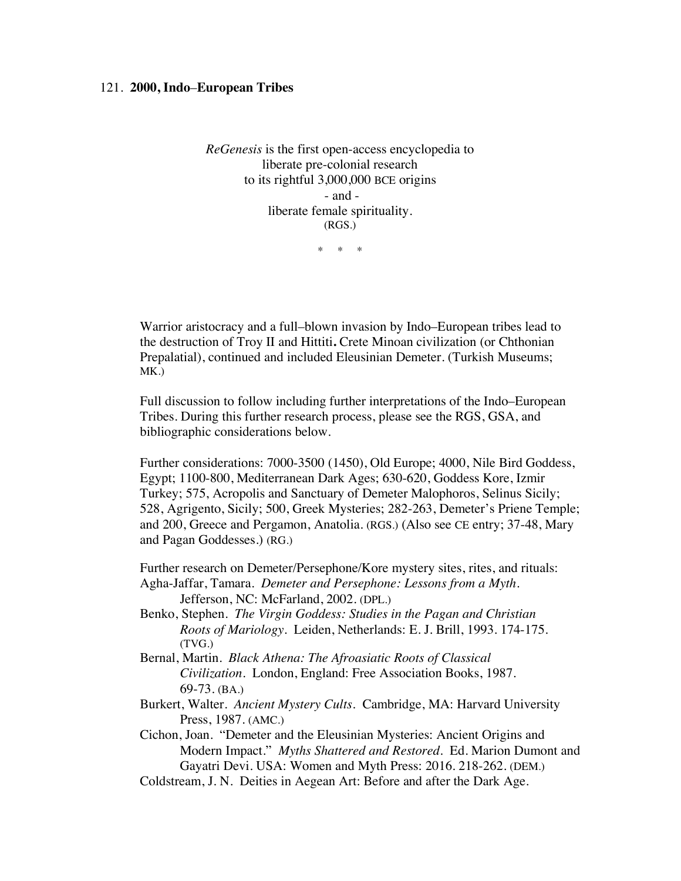121. **2000, Indo–European Tribes**

*ReGenesis* is the first open-access encyclopedia to  
liberate pre-colonial research  
to its rightful 3,000,000 BCE origins  
- and -  
liberate female spirituality.  
(RGS.)

\*   \*   \*

Warrior aristocracy and a full–blown invasion by Indo–European tribes lead to the destruction of Troy II and Hittiti**.** Crete Minoan civilization (or Chthonian Prepalatial), continued and included Eleusinian Demeter. (Turkish Museums; MK.)

Full discussion to follow including further interpretations of the Indo–European Tribes. During this further research process, please see the RGS, GSA, and bibliographic considerations below.

Further considerations: 7000-3500 (1450), Old Europe; 4000, Nile Bird Goddess, Egypt; 1100-800, Mediterranean Dark Ages; 630-620, Goddess Kore, Izmir Turkey; 575, Acropolis and Sanctuary of Demeter Malophoros, Selinus Sicily; 528, Agrigento, Sicily; 500, Greek Mysteries; 282-263, Demeter's Priene Temple; and 200, Greece and Pergamon, Anatolia. (RGS.) (Also see CE entry; 37-48, Mary and Pagan Goddesses.) (RG.)

Further research on Demeter/Persephone/Kore mystery sites, rites, and rituals:

Agha-Jaffar, Tamara. *Demeter and Persephone: Lessons from a Myth*. Jefferson, NC: McFarland, 2002. (DPL.)

Benko, Stephen. *The Virgin Goddess: Studies in the Pagan and Christian Roots of Mariology*. Leiden, Netherlands: E. J. Brill, 1993. 174-175. (TVG.)

Bernal, Martin. *Black Athena: The Afroasiatic Roots of Classical Civilization*. London, England: Free Association Books, 1987. 69-73. (BA.)

Burkert, Walter. *Ancient Mystery Cults*. Cambridge, MA: Harvard University Press, 1987. (AMC.)

Cichon, Joan. "Demeter and the Eleusinian Mysteries: Ancient Origins and Modern Impact." *Myths Shattered and Restored*. Ed. Marion Dumont and Gayatri Devi. USA: Women and Myth Press: 2016. 218-262. (DEM.)

Coldstream, J. N. Deities in Aegean Art: Before and after the Dark Age.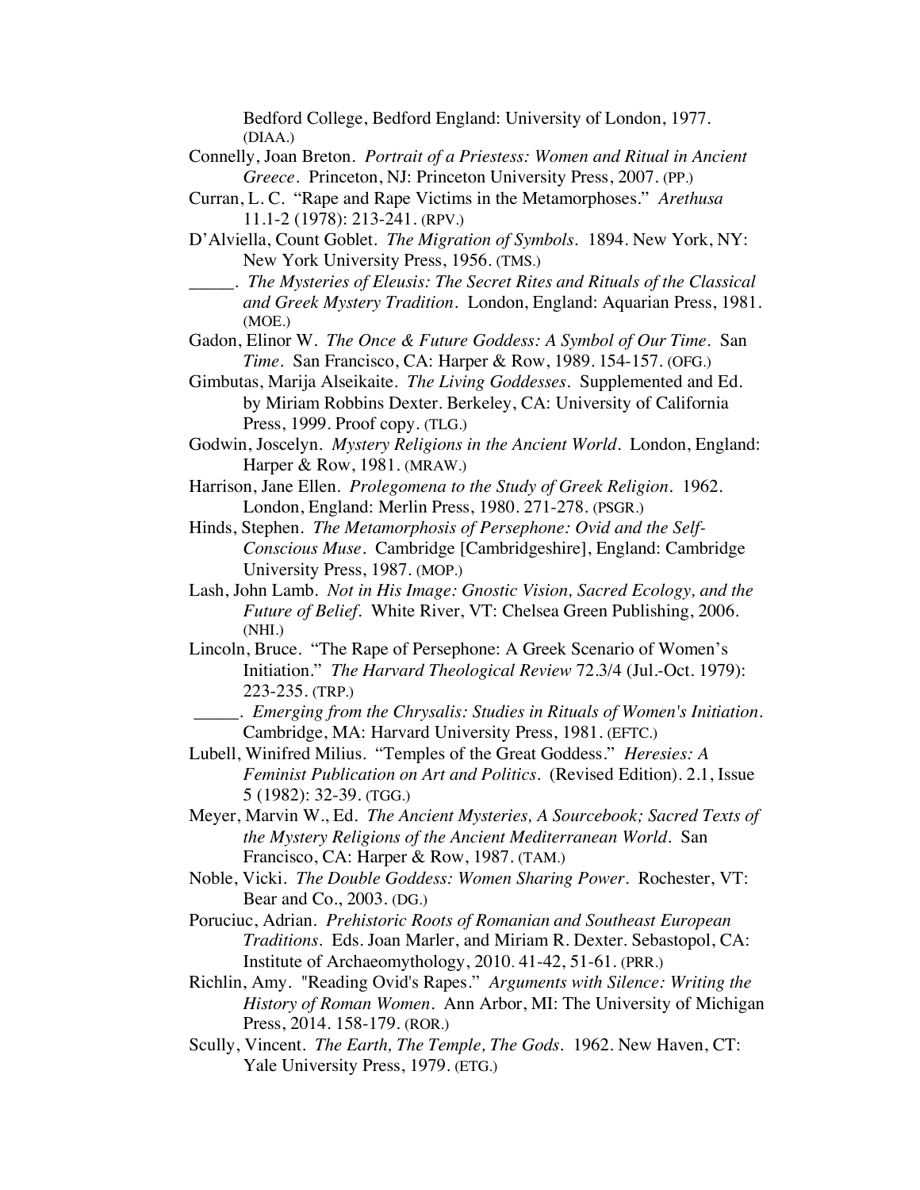Bedford College, Bedford England: University of London, 1977. (DIAA.)

Connelly, Joan Breton. *Portrait of a Priestess: Women and Ritual in Ancient Greece*. Princeton, NJ: Princeton University Press, 2007. (PP.)

Curran, L. C. "Rape and Rape Victims in the Metamorphoses." *Arethusa* 11.1-2 (1978): 213-241. (RPV.)

D'Alviella, Count Goblet. *The Migration of Symbols*. 1894. New York, NY: New York University Press, 1956. (TMS.)

_____. *The Mysteries of Eleusis: The Secret Rites and Rituals of the Classical and Greek Mystery Tradition*. London, England: Aquarian Press, 1981. (MOE.)

Gadon, Elinor W. *The Once & Future Goddess: A Symbol of Our Time*. San *Time*. San Francisco, CA: Harper & Row, 1989. 154-157. (OFG.)

Gimbutas, Marija Alseikaite. *The Living Goddesses*. Supplemented and Ed. by Miriam Robbins Dexter. Berkeley, CA: University of California Press, 1999. Proof copy. (TLG.)

Godwin, Joscelyn. *Mystery Religions in the Ancient World*. London, England: Harper & Row, 1981. (MRAW.)

Harrison, Jane Ellen. *Prolegomena to the Study of Greek Religion*. 1962. London, England: Merlin Press, 1980. 271-278. (PSGR.)

Hinds, Stephen. *The Metamorphosis of Persephone: Ovid and the Self-Conscious Muse*. Cambridge [Cambridgeshire], England: Cambridge University Press, 1987. (MOP.)

Lash, John Lamb. *Not in His Image: Gnostic Vision, Sacred Ecology, and the Future of Belief*. White River, VT: Chelsea Green Publishing, 2006. (NHI.)

Lincoln, Bruce. "The Rape of Persephone: A Greek Scenario of Women's Initiation." *The Harvard Theological Review* 72.3/4 (Jul.-Oct. 1979): 223-235. (TRP.)

_____. *Emerging from the Chrysalis: Studies in Rituals of Women's Initiation*. Cambridge, MA: Harvard University Press, 1981. (EFTC.)

Lubell, Winifred Milius. "Temples of the Great Goddess." *Heresies: A Feminist Publication on Art and Politics*. (Revised Edition). 2.1, Issue 5 (1982): 32-39. (TGG.)

Meyer, Marvin W., Ed. *The Ancient Mysteries, A Sourcebook; Sacred Texts of the Mystery Religions of the Ancient Mediterranean World*. San Francisco, CA: Harper & Row, 1987. (TAM.)

Noble, Vicki. *The Double Goddess: Women Sharing Power*. Rochester, VT: Bear and Co., 2003. (DG.)

Poruciuc, Adrian. *Prehistoric Roots of Romanian and Southeast European Traditions*. Eds. Joan Marler, and Miriam R. Dexter. Sebastopol, CA: Institute of Archaeomythology, 2010. 41-42, 51-61. (PRR.)

Richlin, Amy. "Reading Ovid's Rapes." *Arguments with Silence: Writing the History of Roman Women*. Ann Arbor, MI: The University of Michigan Press, 2014. 158-179. (ROR.)

Scully, Vincent. *The Earth, The Temple, The Gods*. 1962. New Haven, CT: Yale University Press, 1979. (ETG.)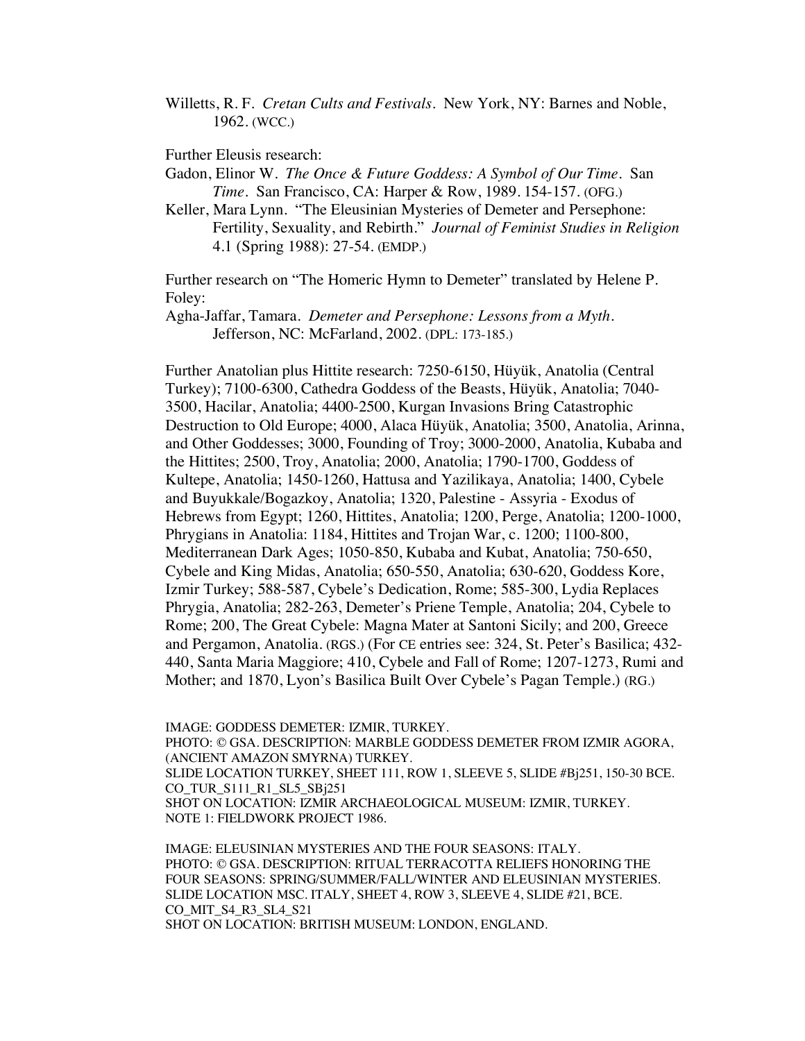Willetts, R. F. *Cretan Cults and Festivals*. New York, NY: Barnes and Noble, 1962. (WCC.)

Further Eleusis research:

Gadon, Elinor W. *The Once & Future Goddess: A Symbol of Our Time*. San *Time*. San Francisco, CA: Harper & Row, 1989. 154-157. (OFG.)

Keller, Mara Lynn. "The Eleusinian Mysteries of Demeter and Persephone: Fertility, Sexuality, and Rebirth." *Journal of Feminist Studies in Religion* 4.1 (Spring 1988): 27-54. (EMDP.)

Further research on "The Homeric Hymn to Demeter" translated by Helene P. Foley:

Agha-Jaffar, Tamara. *Demeter and Persephone: Lessons from a Myth*. Jefferson, NC: McFarland, 2002. (DPL: 173-185.)

Further Anatolian plus Hittite research: 7250-6150, Hüyük, Anatolia (Central Turkey); 7100-6300, Cathedra Goddess of the Beasts, Hüyük, Anatolia; 7040-3500, Hacilar, Anatolia; 4400-2500, Kurgan Invasions Bring Catastrophic Destruction to Old Europe; 4000, Alaca Hüyük, Anatolia; 3500, Anatolia, Arinna, and Other Goddesses; 3000, Founding of Troy; 3000-2000, Anatolia, Kubaba and the Hittites; 2500, Troy, Anatolia; 2000, Anatolia; 1790-1700, Goddess of Kultepe, Anatolia; 1450-1260, Hattusa and Yazilikaya, Anatolia; 1400, Cybele and Buyukkale/Bogazkoy, Anatolia; 1320, Palestine - Assyria - Exodus of Hebrews from Egypt; 1260, Hittites, Anatolia; 1200, Perge, Anatolia; 1200-1000, Phrygians in Anatolia: 1184, Hittites and Trojan War, c. 1200; 1100-800, Mediterranean Dark Ages; 1050-850, Kubaba and Kubat, Anatolia; 750-650, Cybele and King Midas, Anatolia; 650-550, Anatolia; 630-620, Goddess Kore, Izmir Turkey; 588-587, Cybele's Dedication, Rome; 585-300, Lydia Replaces Phrygia, Anatolia; 282-263, Demeter's Priene Temple, Anatolia; 204, Cybele to Rome; 200, The Great Cybele: Magna Mater at Santoni Sicily; and 200, Greece and Pergamon, Anatolia. (RGS.) (For CE entries see: 324, St. Peter's Basilica; 432-440, Santa Maria Maggiore; 410, Cybele and Fall of Rome; 1207-1273, Rumi and Mother; and 1870, Lyon's Basilica Built Over Cybele's Pagan Temple.) (RG.)

IMAGE: GODDESS DEMETER: IZMIR, TURKEY.
PHOTO: © GSA. DESCRIPTION: MARBLE GODDESS DEMETER FROM IZMIR AGORA, (ANCIENT AMAZON SMYRNA) TURKEY.
SLIDE LOCATION TURKEY, SHEET 111, ROW 1, SLEEVE 5, SLIDE #Bj251, 150-30 BCE.
CO_TUR_S111_R1_SL5_SBj251
SHOT ON LOCATION: IZMIR ARCHAEOLOGICAL MUSEUM: IZMIR, TURKEY.
NOTE 1: FIELDWORK PROJECT 1986.

IMAGE: ELEUSINIAN MYSTERIES AND THE FOUR SEASONS: ITALY.
PHOTO: © GSA. DESCRIPTION: RITUAL TERRACOTTA RELIEFS HONORING THE FOUR SEASONS: SPRING/SUMMER/FALL/WINTER AND ELEUSINIAN MYSTERIES.
SLIDE LOCATION MSC. ITALY, SHEET 4, ROW 3, SLEEVE 4, SLIDE #21, BCE.
CO_MIT_S4_R3_SL4_S21
SHOT ON LOCATION: BRITISH MUSEUM: LONDON, ENGLAND.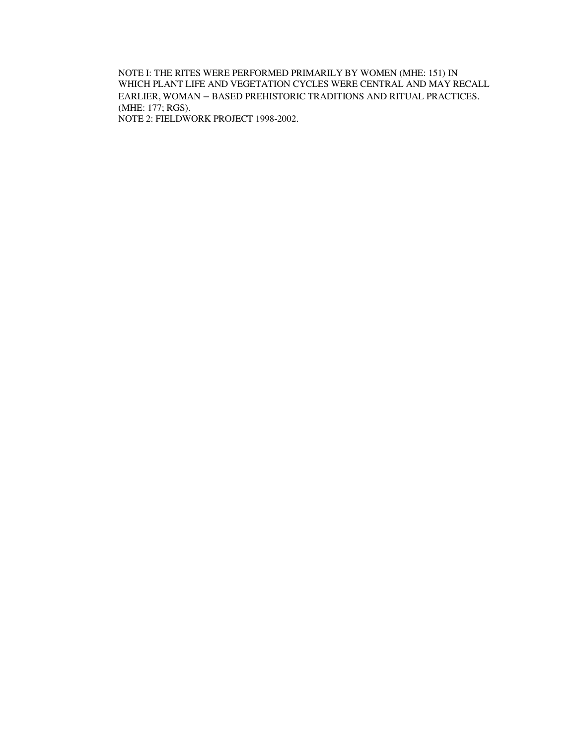NOTE I: THE RITES WERE PERFORMED PRIMARILY BY WOMEN (MHE: 151) IN WHICH PLANT LIFE AND VEGETATION CYCLES WERE CENTRAL AND MAY RECALL EARLIER, WOMAN – BASED PREHISTORIC TRADITIONS AND RITUAL PRACTICES. (MHE: 177; RGS).

NOTE 2: FIELDWORK PROJECT 1998-2002.